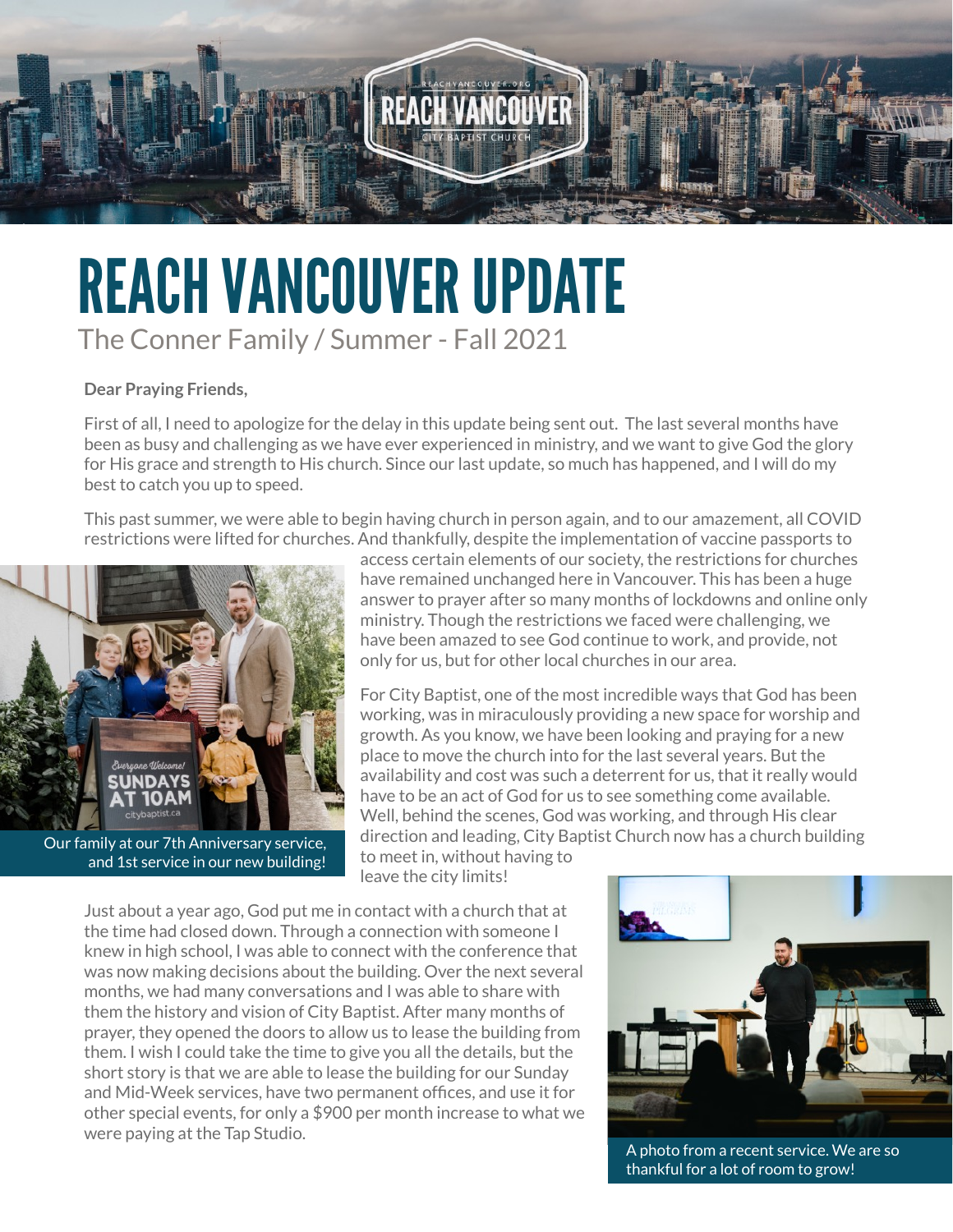# REACH VANCOUVER UPDATE

The Conner Family / Summer - Fall 2021

**Dear Praying Friends,**

First of all, I need to apologize for the delay in this update being sent out. The last several months have been as busy and challenging as we have ever experienced in ministry, and we want to give God the glory for His grace and strength to His church. Since our last update, so much has happened, and I will do my best to catch you up to speed.

This past summer, we were able to begin having church in person again, and to our amazement, all COVID restrictions were lifted for churches. And thankfully, despite the implementation of vaccine passports to access certain elements of our society, the restrictions for churches have remained unchanged here in Vancouver. This has been a huge answer to prayer after so many months of lockdowns and online only ministry. Though the restrictions we faced were challenging, we have been amazed to see God continue to work, and provide, not only for us, but for other local churches in our area.

Our family at our 7th Anniversary service, and 1st service in our new building!

For City Baptist, one of the most incredible ways that God has been working, was in miraculously providing a new space for worship and growth. As you know, we have been looking and praying for a new place to move the church into for the last several years. But the availability and cost was such a deterrent for us, that it really would have to be an act of God for us to see something come available. Well, behind the scenes, God was working, and through His clear direction and leading, City Baptist Church now has a church building to meet in, without having to leave the city limits!

Just about a year ago, God put me in contact with a church that at the time had closed down. Through a connection with someone I knew in high school, I was able to connect with the conference that was now making decisions about the building. Over the next several months, we had many conversations and I was able to share with them the history and vision of City Baptist. After many months of prayer, they opened the doors to allow us to lease the building from them. I wish I could take the time to give you all the details, but the short story is that we are able to lease the building for our Sunday and Mid-Week services, have two permanent offices, and use it for other special events, for only a $900 per month increase to what we were paying at the Tap Studio.

A photo from a recent service. We are so thankful for a lot of room to grow!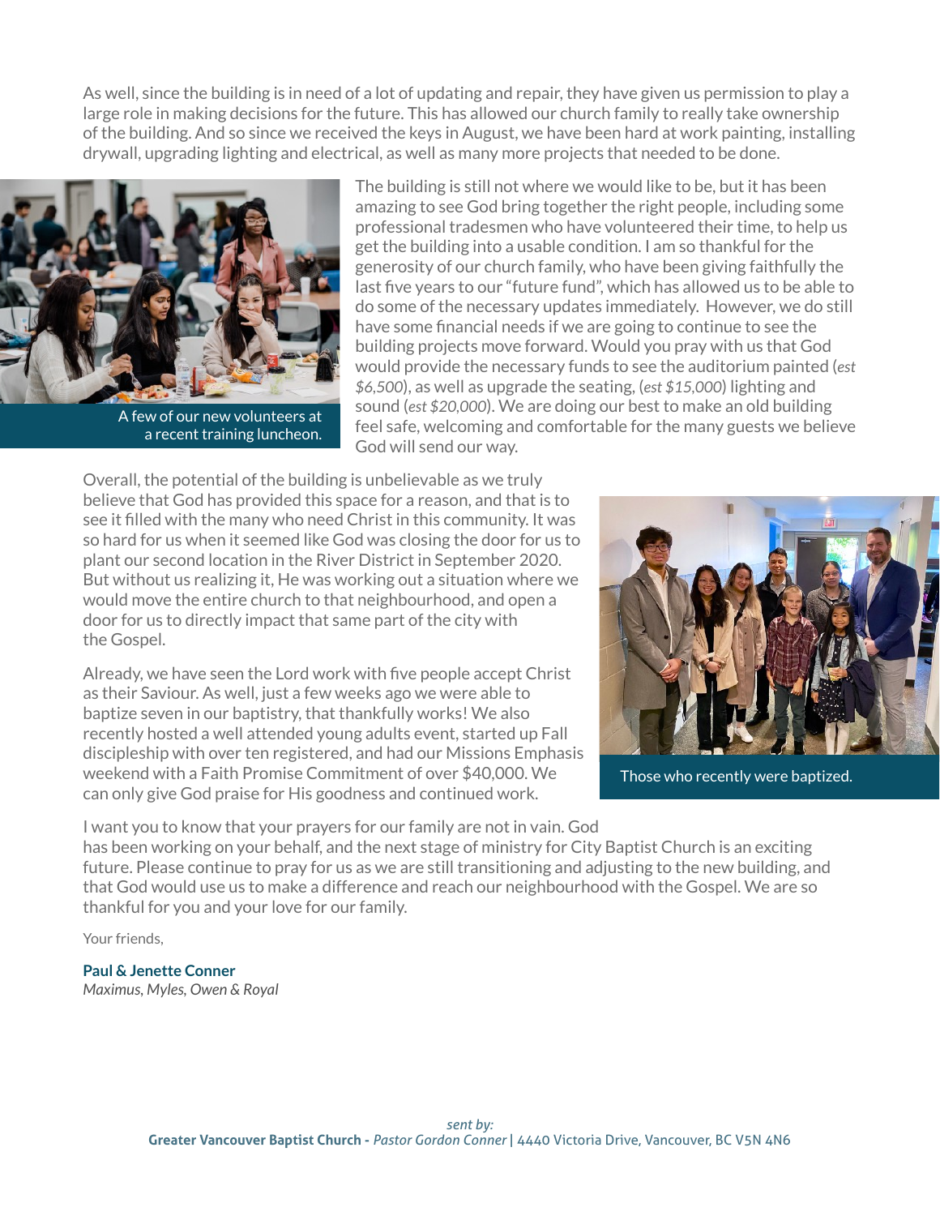As well, since the building is in need of a lot of updating and repair, they have given us permission to play a large role in making decisions for the future. This has allowed our church family to really take ownership of the building. And so since we received the keys in August, we have been hard at work painting, installing drywall, upgrading lighting and electrical, as well as many more projects that needed to be done.

A few of our new volunteers at a recent training luncheon.

The building is still not where we would like to be, but it has been amazing to see God bring together the right people, including some professional tradesmen who have volunteered their time, to help us get the building into a usable condition. I am so thankful for the generosity of our church family, who have been giving faithfully the last five years to our "future fund", which has allowed us to be able to do some of the necessary updates immediately. However, we do still have some financial needs if we are going to continue to see the building projects move forward. Would you pray with us that God would provide the necessary funds to see the auditorium painted (*est $6,500*), as well as upgrade the seating, (*est $15,000*) lighting and sound (*est $20,000*). We are doing our best to make an old building feel safe, welcoming and comfortable for the many guests we believe God will send our way.

Overall, the potential of the building is unbelievable as we truly believe that God has provided this space for a reason, and that is to see it filled with the many who need Christ in this community. It was so hard for us when it seemed like God was closing the door for us to plant our second location in the River District in September 2020. But without us realizing it, He was working out a situation where we would move the entire church to that neighbourhood, and open a door for us to directly impact that same part of the city with the Gospel.

Already, we have seen the Lord work with five people accept Christ as their Saviour. As well, just a few weeks ago we were able to baptize seven in our baptistry, that thankfully works! We also recently hosted a well attended young adults event, started up Fall discipleship with over ten registered, and had our Missions Emphasis weekend with a Faith Promise Commitment of over $40,000. We can only give God praise for His goodness and continued work.

Those who recently were baptized.

I want you to know that your prayers for our family are not in vain. God has been working on your behalf, and the next stage of ministry for City Baptist Church is an exciting future. Please continue to pray for us as we are still transitioning and adjusting to the new building, and that God would use us to make a difference and reach our neighbourhood with the Gospel. We are so thankful for you and your love for our family.

Your friends,

**Paul & Jenette Conner**
*Maximus, Myles, Owen & Royal*

*sent by:*
**Greater Vancouver Baptist Church -** *Pastor Gordon Conner* | 4440 Victoria Drive, Vancouver, BC V5N 4N6